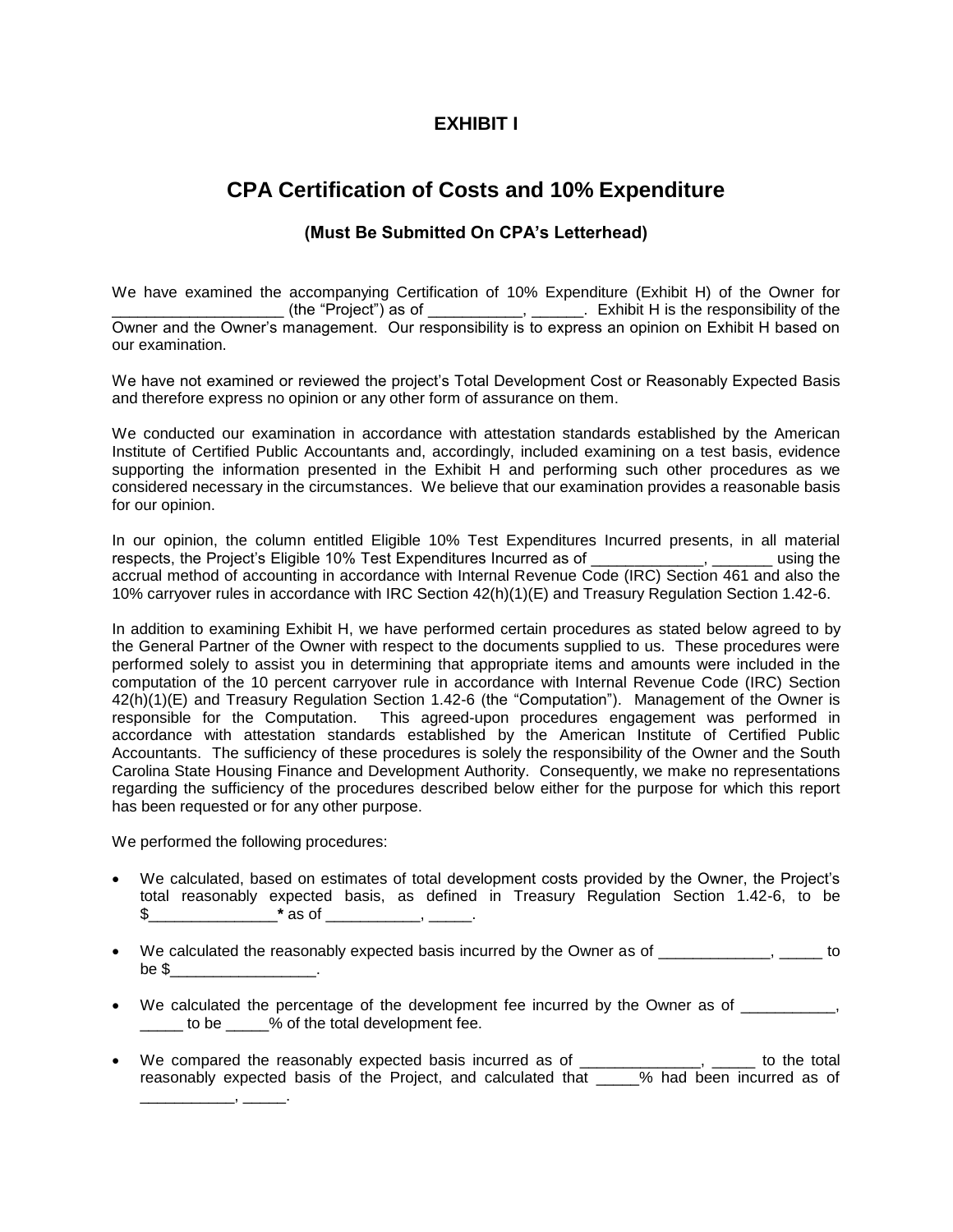# EXHIBIT I

# CPA Certification of Costs and 10% Expenditure

### (Must Be Submitted On CPA's Letterhead)

We have examined the accompanying Certification of 10% Expenditure (Exhibit H) of the Owner for ___________________ (the "Project") as of ___________, ______. Exhibit H is the responsibility of the Owner and the Owner's management. Our responsibility is to express an opinion on Exhibit H based on our examination.

We have not examined or reviewed the project's Total Development Cost or Reasonably Expected Basis and therefore express no opinion or any other form of assurance on them.

We conducted our examination in accordance with attestation standards established by the American Institute of Certified Public Accountants and, accordingly, included examining on a test basis, evidence supporting the information presented in the Exhibit H and performing such other procedures as we considered necessary in the circumstances. We believe that our examination provides a reasonable basis for our opinion.

In our opinion, the column entitled Eligible 10% Test Expenditures Incurred presents, in all material respects, the Project's Eligible 10% Test Expenditures Incurred as of _____________, _______ using the accrual method of accounting in accordance with Internal Revenue Code (IRC) Section 461 and also the 10% carryover rules in accordance with IRC Section 42(h)(1)(E) and Treasury Regulation Section 1.42-6.

In addition to examining Exhibit H, we have performed certain procedures as stated below agreed to by the General Partner of the Owner with respect to the documents supplied to us. These procedures were performed solely to assist you in determining that appropriate items and amounts were included in the computation of the 10 percent carryover rule in accordance with Internal Revenue Code (IRC) Section 42(h)(1)(E) and Treasury Regulation Section 1.42-6 (the "Computation"). Management of the Owner is responsible for the Computation. This agreed-upon procedures engagement was performed in accordance with attestation standards established by the American Institute of Certified Public Accountants. The sufficiency of these procedures is solely the responsibility of the Owner and the South Carolina State Housing Finance and Development Authority. Consequently, we make no representations regarding the sufficiency of the procedures described below either for the purpose for which this report has been requested or for any other purpose.

We performed the following procedures:

- We calculated, based on estimates of total development costs provided by the Owner, the Project's total reasonably expected basis, as defined in Treasury Regulation Section 1.42-6, to be $_______________**\*** as of ___________, _____.
- We calculated the reasonably expected basis incurred by the Owner as of _____________, _____ to be $_________________.
- We calculated the percentage of the development fee incurred by the Owner as of ___________, _____ to be _____% of the total development fee.
- We compared the reasonably expected basis incurred as of ______________, _____ to the total reasonably expected basis of the Project, and calculated that _____% had been incurred as of ___________, _____.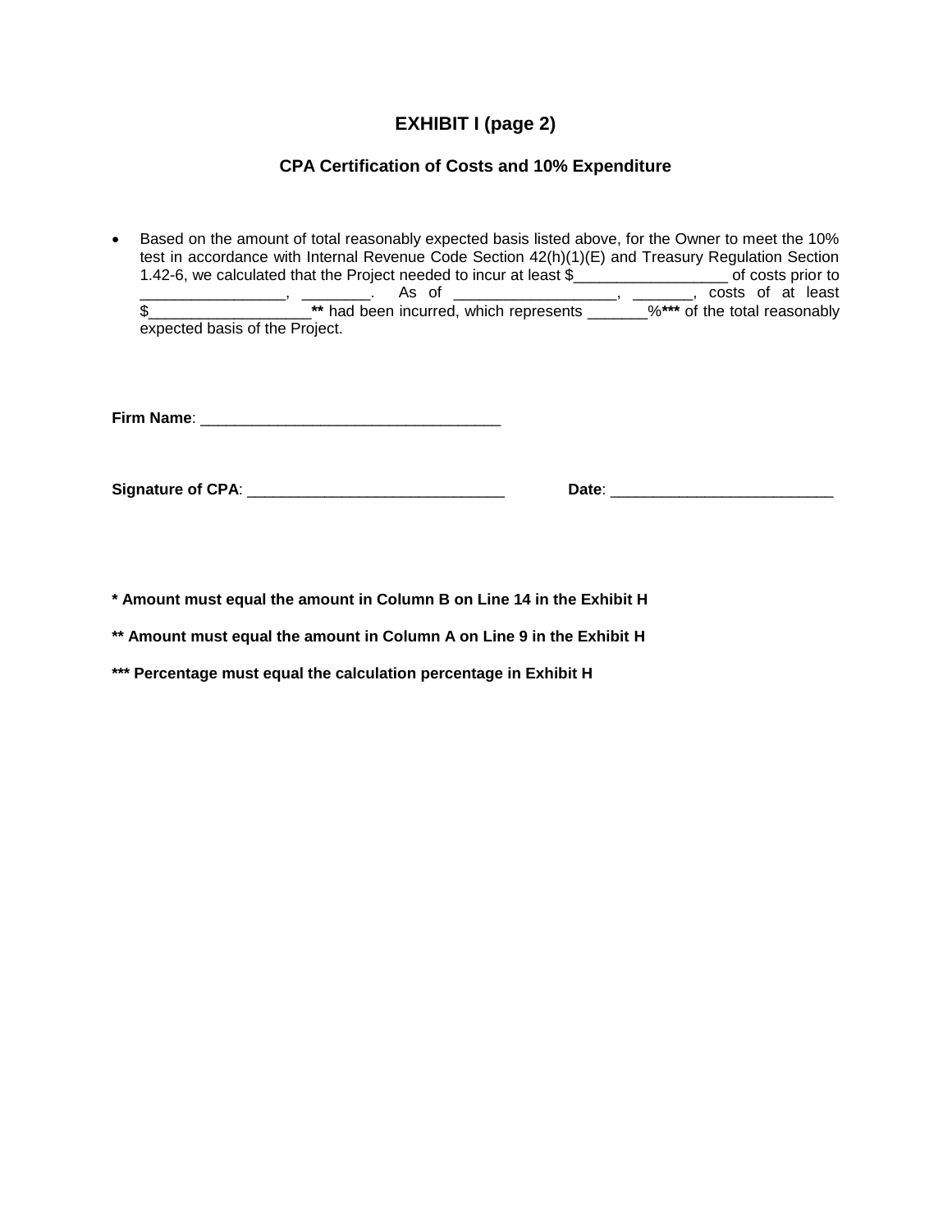# EXHIBIT I (page 2)

## CPA Certification of Costs and 10% Expenditure

- Based on the amount of total reasonably expected basis listed above, for the Owner to meet the 10% test in accordance with Internal Revenue Code Section 42(h)(1)(E) and Treasury Regulation Section 1.42-6, we calculated that the Project needed to incur at least $__________________ of costs prior to _________________, ________. As of ___________________, _______, costs of at least $___________________** had been incurred, which represents _______%*** of the total reasonably expected basis of the Project.

**Firm Name**: ___________________________________

**Signature of CPA**: ______________________________ **Date**: __________________________

**\* Amount must equal the amount in Column B on Line 14 in the Exhibit H**

**\*\* Amount must equal the amount in Column A on Line 9 in the Exhibit H**

**\*\*\* Percentage must equal the calculation percentage in Exhibit H**